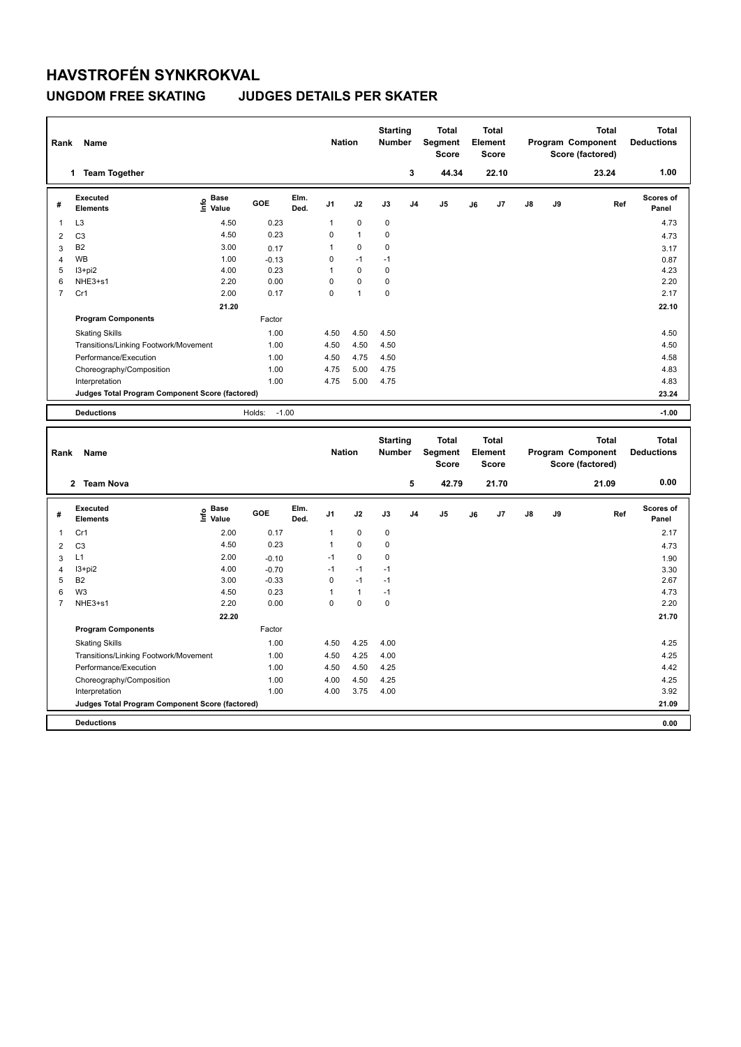# HAVSTROFÉN SYNKROKVAL

## UNGDOM FREE SKATING JUDGES DETAILS PER SKATER

| Rank | Name | Nation | Starting Number | Total Segment Score | Total Element Score | Total Program Component Score (factored) | Total Deductions |
|---|---|---|---|---|---|---|---|
| 1 | Team Together | | 3 | 44.34 | 22.10 | 23.24 | 1.00 |

| # | Executed Elements | Info | Base Value | GOE | Elm. Ded. | J1 | J2 | J3 | J4 | J5 | J6 | J7 | J8 | J9 | Ref | Scores of Panel |
|---|---|---|---|---|---|---|---|---|---|---|---|---|---|---|---|---|
| 1 | L3 | | 4.50 | 0.23 | | 1 | 0 | 0 | | | | | | | | 4.73 |
| 2 | C3 | | 4.50 | 0.23 | | 0 | 1 | 0 | | | | | | | | 4.73 |
| 3 | B2 | | 3.00 | 0.17 | | 1 | 0 | 0 | | | | | | | | 3.17 |
| 4 | WB | | 1.00 | -0.13 | | 0 | -1 | -1 | | | | | | | | 0.87 |
| 5 | I3+pi2 | | 4.00 | 0.23 | | 1 | 0 | 0 | | | | | | | | 4.23 |
| 6 | NHE3+s1 | | 2.20 | 0.00 | | 0 | 0 | 0 | | | | | | | | 2.20 |
| 7 | Cr1 | | 2.00 | 0.17 | | 0 | 1 | 0 | | | | | | | | 2.17 |
| | | | 21.20 | | | | | | | | | | | | | 22.10 |

| Program Components | Factor | J1 | J2 | J3 | J4 | J5 | J6 | J7 | J8 | J9 | Scores of Panel |
|---|---|---|---|---|---|---|---|---|---|---|---|
| Skating Skills | 1.00 | 4.50 | 4.50 | 4.50 | | | | | | | 4.50 |
| Transitions/Linking Footwork/Movement | 1.00 | 4.50 | 4.50 | 4.50 | | | | | | | 4.50 |
| Performance/Execution | 1.00 | 4.50 | 4.75 | 4.50 | | | | | | | 4.58 |
| Choreography/Composition | 1.00 | 4.75 | 5.00 | 4.75 | | | | | | | 4.83 |
| Interpretation | 1.00 | 4.75 | 5.00 | 4.75 | | | | | | | 4.83 |
| Judges Total Program Component Score (factored) | | | | | | | | | | | 23.24 |

| Deductions | Holds: -1.00 | -1.00 |
|---|---|---|

| Rank | Name | Nation | Starting Number | Total Segment Score | Total Element Score | Total Program Component Score (factored) | Total Deductions |
|---|---|---|---|---|---|---|---|
| 2 | Team Nova | | 5 | 42.79 | 21.70 | 21.09 | 0.00 |

| # | Executed Elements | Info | Base Value | GOE | Elm. Ded. | J1 | J2 | J3 | J4 | J5 | J6 | J7 | J8 | J9 | Ref | Scores of Panel |
|---|---|---|---|---|---|---|---|---|---|---|---|---|---|---|---|---|
| 1 | Cr1 | | 2.00 | 0.17 | | 1 | 0 | 0 | | | | | | | | 2.17 |
| 2 | C3 | | 4.50 | 0.23 | | 1 | 0 | 0 | | | | | | | | 4.73 |
| 3 | L1 | | 2.00 | -0.10 | | -1 | 0 | 0 | | | | | | | | 1.90 |
| 4 | I3+pi2 | | 4.00 | -0.70 | | -1 | -1 | -1 | | | | | | | | 3.30 |
| 5 | B2 | | 3.00 | -0.33 | | 0 | -1 | -1 | | | | | | | | 2.67 |
| 6 | W3 | | 4.50 | 0.23 | | 1 | 1 | -1 | | | | | | | | 4.73 |
| 7 | NHE3+s1 | | 2.20 | 0.00 | | 0 | 0 | 0 | | | | | | | | 2.20 |
| | | | 22.20 | | | | | | | | | | | | | 21.70 |

| Program Components | Factor | J1 | J2 | J3 | J4 | J5 | J6 | J7 | J8 | J9 | Scores of Panel |
|---|---|---|---|---|---|---|---|---|---|---|---|
| Skating Skills | 1.00 | 4.50 | 4.25 | 4.00 | | | | | | | 4.25 |
| Transitions/Linking Footwork/Movement | 1.00 | 4.50 | 4.25 | 4.00 | | | | | | | 4.25 |
| Performance/Execution | 1.00 | 4.50 | 4.50 | 4.25 | | | | | | | 4.42 |
| Choreography/Composition | 1.00 | 4.00 | 4.50 | 4.25 | | | | | | | 4.25 |
| Interpretation | 1.00 | 4.00 | 3.75 | 4.00 | | | | | | | 3.92 |
| Judges Total Program Component Score (factored) | | | | | | | | | | | 21.09 |

| Deductions | | 0.00 |
|---|---|---|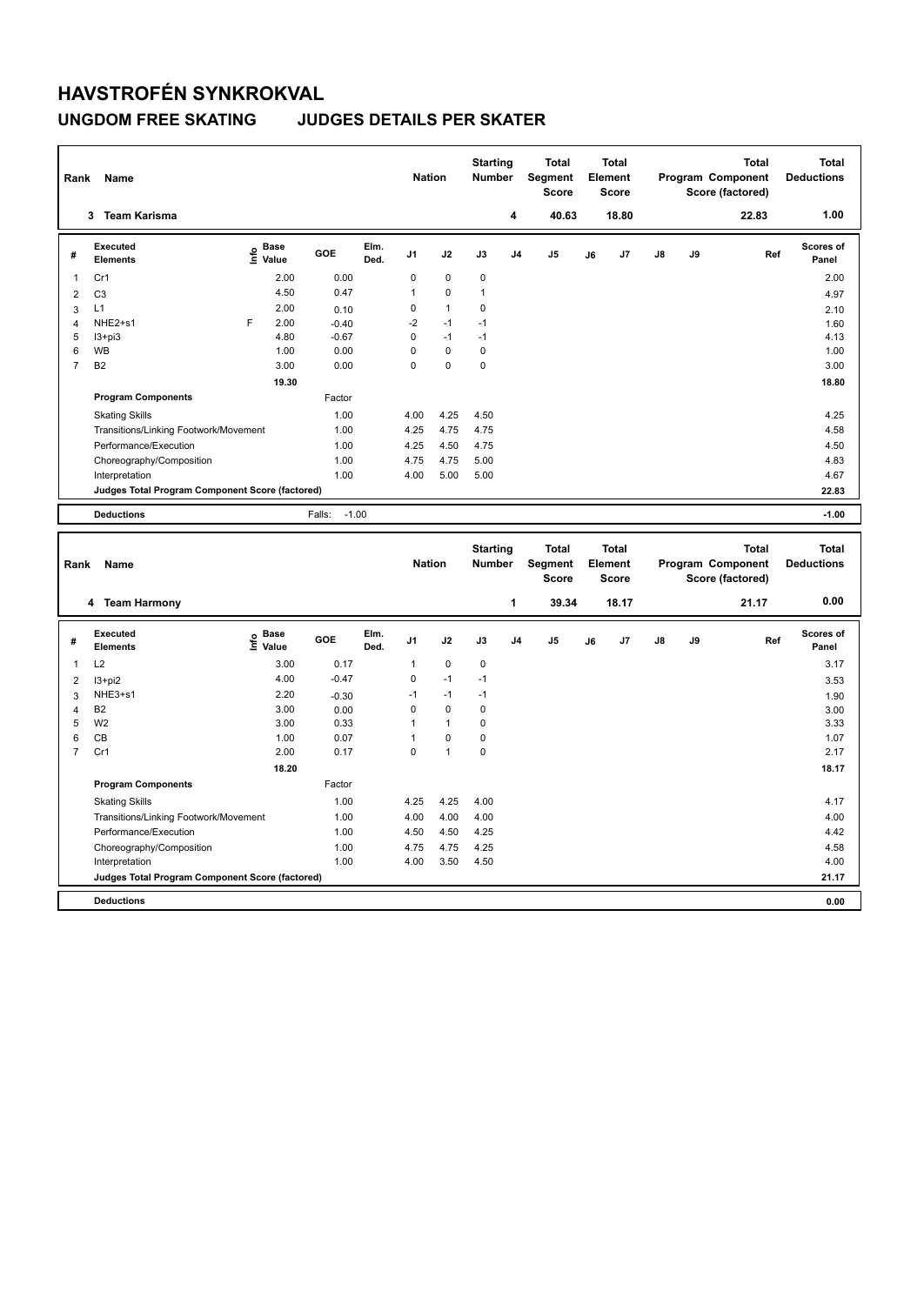# HAVSTROFÉN SYNKROKVAL

## UNGDOM FREE SKATING JUDGES DETAILS PER SKATER

| Rank | Name | Nation | Starting Number | Total Segment Score | Total Element Score | Total Program Component Score (factored) | Total Deductions |
|---|---|---|---|---|---|---|---|
| 3 | Team Karisma | | 4 | 40.63 | 18.80 | 22.83 | 1.00 |

| # | Executed Elements | Info | Base Value | GOE | Elm. Ded. | J1 | J2 | J3 | J4 | J5 | J6 | J7 | J8 | J9 | Ref | Scores of Panel |
|---|---|---|---|---|---|---|---|---|---|---|---|---|---|---|---|---|
| 1 | Cr1 | | 2.00 | 0.00 | | 0 | 0 | 0 | | | | | | | | 2.00 |
| 2 | C3 | | 4.50 | 0.47 | | 1 | 0 | 1 | | | | | | | | 4.97 |
| 3 | L1 | | 2.00 | 0.10 | | 0 | 1 | 0 | | | | | | | | 2.10 |
| 4 | NHE2+s1 | F | 2.00 | -0.40 | | -2 | -1 | -1 | | | | | | | | 1.60 |
| 5 | I3+pi3 | | 4.80 | -0.67 | | 0 | -1 | -1 | | | | | | | | 4.13 |
| 6 | WB | | 1.00 | 0.00 | | 0 | 0 | 0 | | | | | | | | 1.00 |
| 7 | B2 | | 3.00 | 0.00 | | 0 | 0 | 0 | | | | | | | | 3.00 |
| | | | 19.30 | | | | | | | | | | | | | 18.80 |

| Program Components | Factor | J1 | J2 | J3 | J4 | J5 | J6 | J7 | J8 | J9 | Scores of Panel |
|---|---|---|---|---|---|---|---|---|---|---|---|
| Skating Skills | 1.00 | 4.00 | 4.25 | 4.50 | | | | | | | 4.25 |
| Transitions/Linking Footwork/Movement | 1.00 | 4.25 | 4.75 | 4.75 | | | | | | | 4.58 |
| Performance/Execution | 1.00 | 4.25 | 4.50 | 4.75 | | | | | | | 4.50 |
| Choreography/Composition | 1.00 | 4.75 | 4.75 | 5.00 | | | | | | | 4.83 |
| Interpretation | 1.00 | 4.00 | 5.00 | 5.00 | | | | | | | 4.67 |
| Judges Total Program Component Score (factored) | | | | | | | | | | | 22.83 |

| Deductions | Falls: -1.00 | -1.00 |
|---|---|---|

| Rank | Name | Nation | Starting Number | Total Segment Score | Total Element Score | Total Program Component Score (factored) | Total Deductions |
|---|---|---|---|---|---|---|---|
| 4 | Team Harmony | | 1 | 39.34 | 18.17 | 21.17 | 0.00 |

| # | Executed Elements | Info | Base Value | GOE | Elm. Ded. | J1 | J2 | J3 | J4 | J5 | J6 | J7 | J8 | J9 | Ref | Scores of Panel |
|---|---|---|---|---|---|---|---|---|---|---|---|---|---|---|---|---|
| 1 | L2 | | 3.00 | 0.17 | | 1 | 0 | 0 | | | | | | | | 3.17 |
| 2 | I3+pi2 | | 4.00 | -0.47 | | 0 | -1 | -1 | | | | | | | | 3.53 |
| 3 | NHE3+s1 | | 2.20 | -0.30 | | -1 | -1 | -1 | | | | | | | | 1.90 |
| 4 | B2 | | 3.00 | 0.00 | | 0 | 0 | 0 | | | | | | | | 3.00 |
| 5 | W2 | | 3.00 | 0.33 | | 1 | 1 | 0 | | | | | | | | 3.33 |
| 6 | CB | | 1.00 | 0.07 | | 1 | 0 | 0 | | | | | | | | 1.07 |
| 7 | Cr1 | | 2.00 | 0.17 | | 0 | 1 | 0 | | | | | | | | 2.17 |
| | | | 18.20 | | | | | | | | | | | | | 18.17 |

| Program Components | Factor | J1 | J2 | J3 | J4 | J5 | J6 | J7 | J8 | J9 | Scores of Panel |
|---|---|---|---|---|---|---|---|---|---|---|---|
| Skating Skills | 1.00 | 4.25 | 4.25 | 4.00 | | | | | | | 4.17 |
| Transitions/Linking Footwork/Movement | 1.00 | 4.00 | 4.00 | 4.00 | | | | | | | 4.00 |
| Performance/Execution | 1.00 | 4.50 | 4.50 | 4.25 | | | | | | | 4.42 |
| Choreography/Composition | 1.00 | 4.75 | 4.75 | 4.25 | | | | | | | 4.58 |
| Interpretation | 1.00 | 4.00 | 3.50 | 4.50 | | | | | | | 4.00 |
| Judges Total Program Component Score (factored) | | | | | | | | | | | 21.17 |

| Deductions | | 0.00 |
|---|---|---|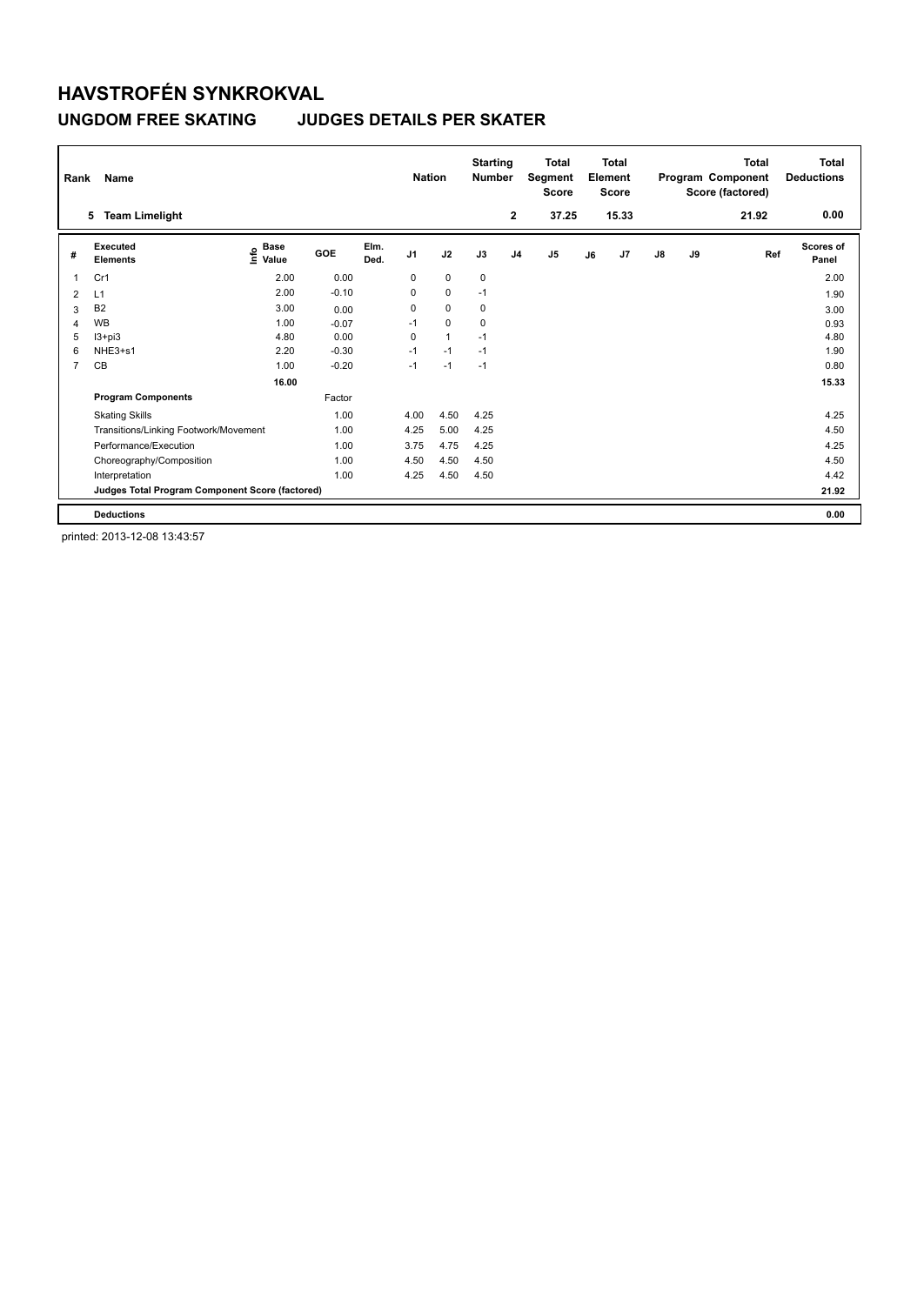# HAVSTROFÉN SYNKROKVAL

## UNGDOM FREE SKATING JUDGES DETAILS PER SKATER

| Rank | Name | Nation | Starting Number | Total Segment Score | Total Element Score | Total Program Component Score (factored) | Total Deductions |
|---|---|---|---|---|---|---|---|
| 5 | Team Limelight | | 2 | 37.25 | 15.33 | 21.92 | 0.00 |

| # | Executed Elements | Info | Base Value | GOE | Elm. Ded. | J1 | J2 | J3 | J4 | J5 | J6 | J7 | J8 | J9 | Ref | Scores of Panel |
|---|---|---|---|---|---|---|---|---|---|---|---|---|---|---|---|---|
| 1 | Cr1 | | 2.00 | 0.00 | | 0 | 0 | 0 | | | | | | | | 2.00 |
| 2 | L1 | | 2.00 | -0.10 | | 0 | 0 | -1 | | | | | | | | 1.90 |
| 3 | B2 | | 3.00 | 0.00 | | 0 | 0 | 0 | | | | | | | | 3.00 |
| 4 | WB | | 1.00 | -0.07 | | -1 | 0 | 0 | | | | | | | | 0.93 |
| 5 | I3+pi3 | | 4.80 | 0.00 | | 0 | 1 | -1 | | | | | | | | 4.80 |
| 6 | NHE3+s1 | | 2.20 | -0.30 | | -1 | -1 | -1 | | | | | | | | 1.90 |
| 7 | CB | | 1.00 | -0.20 | | -1 | -1 | -1 | | | | | | | | 0.80 |
| | | | 16.00 | | | | | | | | | | | | | 15.33 |
| | **Program Components** | | | Factor | | | | | | | | | | | | |
| | Skating Skills | | | 1.00 | | 4.00 | 4.50 | 4.25 | | | | | | | | 4.25 |
| | Transitions/Linking Footwork/Movement | | | 1.00 | | 4.25 | 5.00 | 4.25 | | | | | | | | 4.50 |
| | Performance/Execution | | | 1.00 | | 3.75 | 4.75 | 4.25 | | | | | | | | 4.25 |
| | Choreography/Composition | | | 1.00 | | 4.50 | 4.50 | 4.50 | | | | | | | | 4.50 |
| | Interpretation | | | 1.00 | | 4.25 | 4.50 | 4.50 | | | | | | | | 4.42 |
| | **Judges Total Program Component Score (factored)** | | | | | | | | | | | | | | | 21.92 |
| | **Deductions** | | | | | | | | | | | | | | | 0.00 |

printed: 2013-12-08 13:43:57